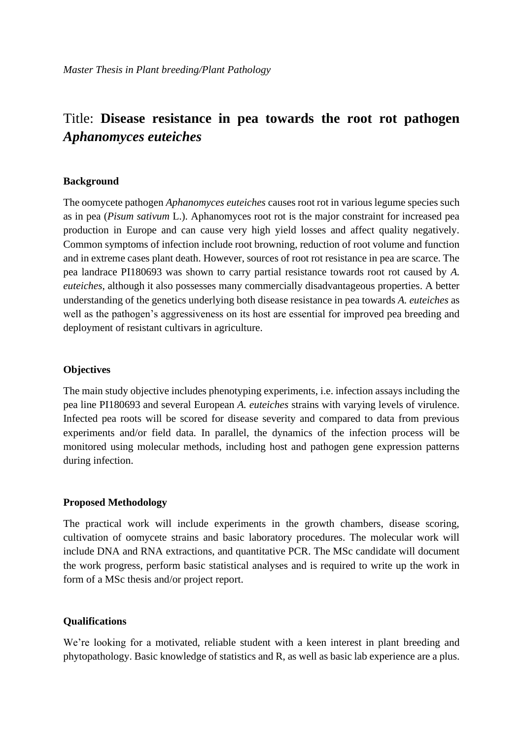*Master Thesis in Plant breeding/Plant Pathology*

# Title: **Disease resistance in pea towards the root rot pathogen *Aphanomyces euteiches***

### Background

The oomycete pathogen *Aphanomyces euteiches* causes root rot in various legume species such as in pea (*Pisum sativum* L.). Aphanomyces root rot is the major constraint for increased pea production in Europe and can cause very high yield losses and affect quality negatively. Common symptoms of infection include root browning, reduction of root volume and function and in extreme cases plant death. However, sources of root rot resistance in pea are scarce. The pea landrace PI180693 was shown to carry partial resistance towards root rot caused by *A. euteiches*, although it also possesses many commercially disadvantageous properties. A better understanding of the genetics underlying both disease resistance in pea towards *A. euteiches* as well as the pathogen's aggressiveness on its host are essential for improved pea breeding and deployment of resistant cultivars in agriculture.

### Objectives

The main study objective includes phenotyping experiments, i.e. infection assays including the pea line PI180693 and several European *A. euteiches* strains with varying levels of virulence. Infected pea roots will be scored for disease severity and compared to data from previous experiments and/or field data. In parallel, the dynamics of the infection process will be monitored using molecular methods, including host and pathogen gene expression patterns during infection.

### Proposed Methodology

The practical work will include experiments in the growth chambers, disease scoring, cultivation of oomycete strains and basic laboratory procedures. The molecular work will include DNA and RNA extractions, and quantitative PCR. The MSc candidate will document the work progress, perform basic statistical analyses and is required to write up the work in form of a MSc thesis and/or project report.

### Qualifications

We're looking for a motivated, reliable student with a keen interest in plant breeding and phytopathology. Basic knowledge of statistics and R, as well as basic lab experience are a plus.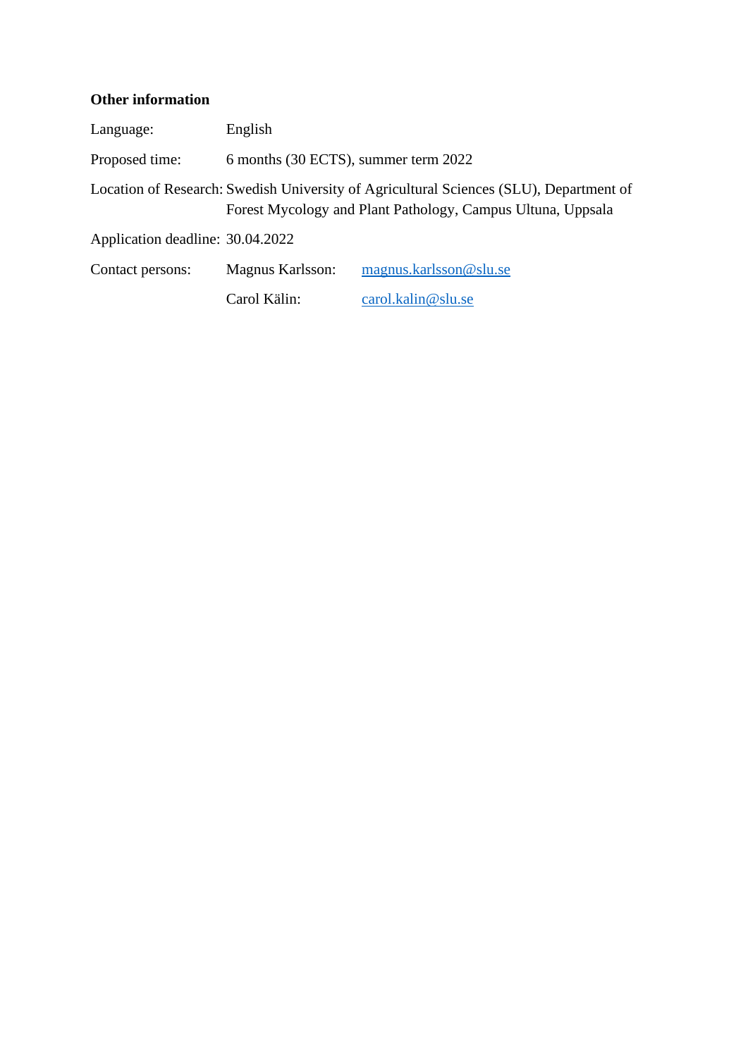**Other information**

| | | |
|---|---|---|
| Language: | English | |
| Proposed time: | 6 months (30 ECTS), summer term 2022 | |
| Location of Research: | Swedish University of Agricultural Sciences (SLU), Department of Forest Mycology and Plant Pathology, Campus Ultuna, Uppsala | |
| Application deadline: | 30.04.2022 | |
| Contact persons: | Magnus Karlsson: | magnus.karlsson@slu.se |
| | Carol Kälin: | carol.kalin@slu.se |